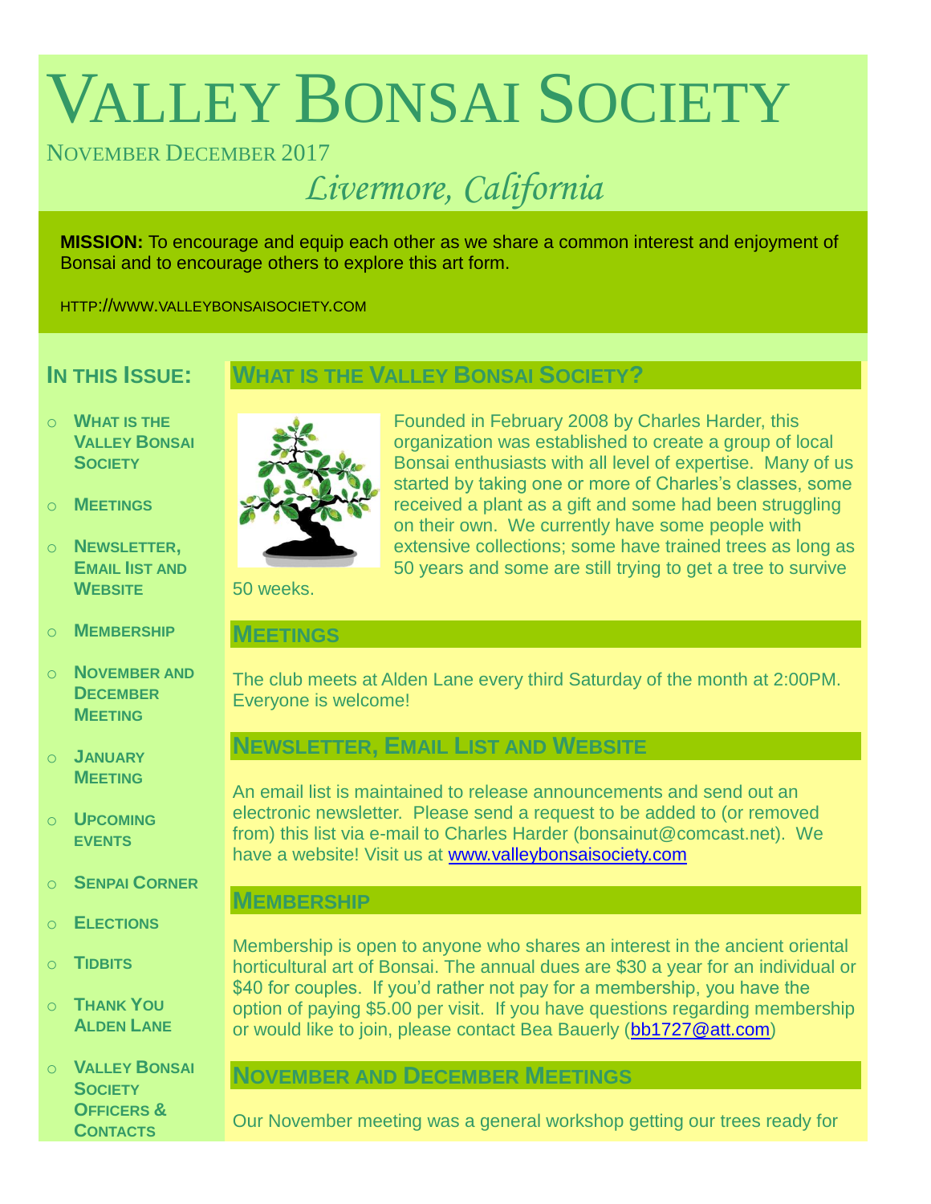# Valley Bonsai Society

November December 2017

*Livermore, California*

**MISSION:** To encourage and equip each other as we share a common interest and enjoyment of Bonsai and to encourage others to explore this art form.

HTTP://WWW.VALLEYBONSAISOCIETY.COM

## In this Issue:

- What is the Valley Bonsai Society
- Meetings
- Newsletter, Email list and Website
- Membership
- November and December Meeting
- January Meeting
- Upcoming events
- Senpai Corner
- Elections
- Tidbits
- Thank You Alden Lane
- Valley Bonsai Society Officers & Contacts

## What is the Valley Bonsai Society?

Founded in February 2008 by Charles Harder, this organization was established to create a group of local Bonsai enthusiasts with all level of expertise. Many of us started by taking one or more of Charles's classes, some received a plant as a gift and some had been struggling on their own. We currently have some people with extensive collections; some have trained trees as long as 50 years and some are still trying to get a tree to survive 50 weeks.

## Meetings

The club meets at Alden Lane every third Saturday of the month at 2:00PM. Everyone is welcome!

## Newsletter, Email List and Website

An email list is maintained to release announcements and send out an electronic newsletter. Please send a request to be added to (or removed from) this list via e-mail to Charles Harder (bonsainut@comcast.net). We have a website! Visit us at [www.valleybonsaisociety.com](http://www.valleybonsaisociety.com)

## Membership

Membership is open to anyone who shares an interest in the ancient oriental horticultural art of Bonsai. The annual dues are $30 a year for an individual or $40 for couples. If you'd rather not pay for a membership, you have the option of paying $5.00 per visit. If you have questions regarding membership or would like to join, please contact Bea Bauerly ([bb1727@att.com](mailto:bb1727@att.com))

## November and December Meetings

Our November meeting was a general workshop getting our trees ready for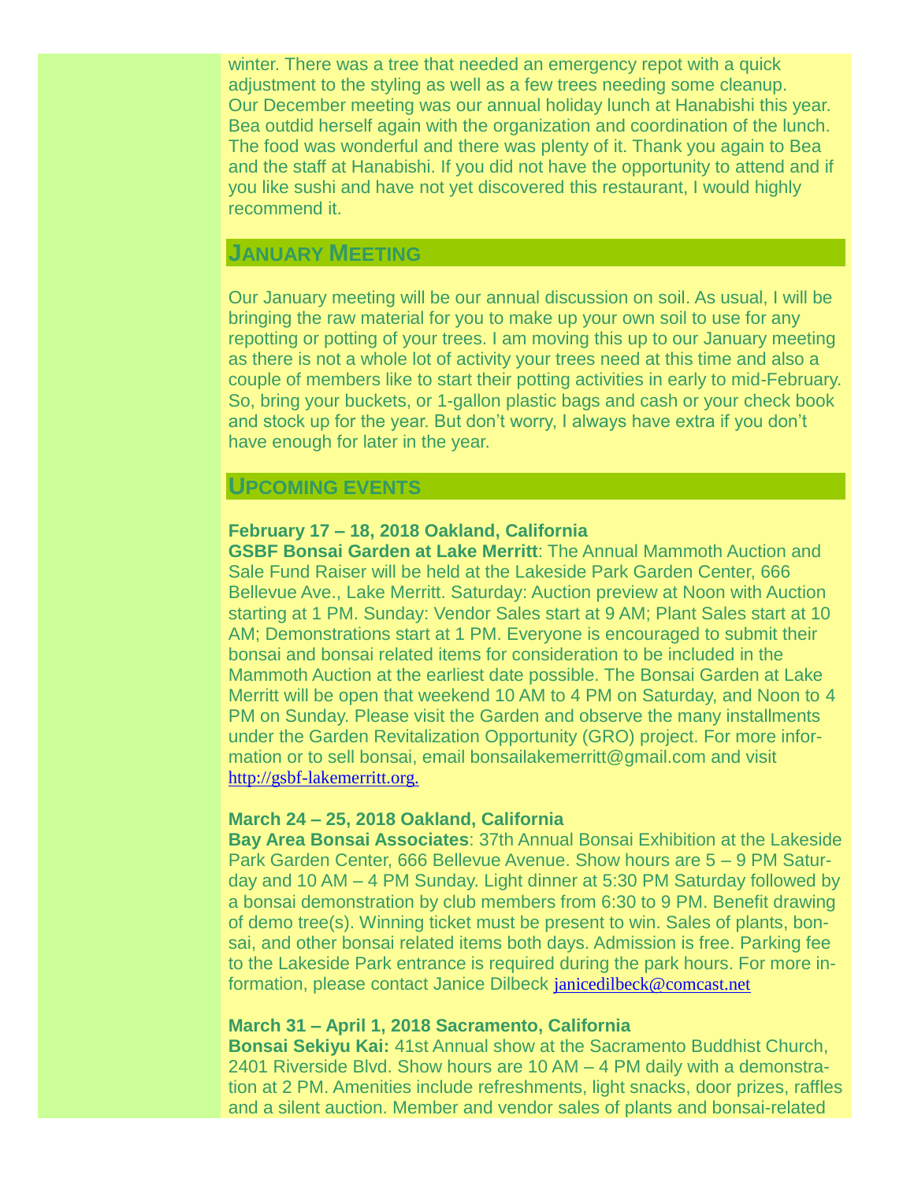winter. There was a tree that needed an emergency repot with a quick adjustment to the styling as well as a few trees needing some cleanup.

Our December meeting was our annual holiday lunch at Hanabishi this year. Bea outdid herself again with the organization and coordination of the lunch. The food was wonderful and there was plenty of it. Thank you again to Bea and the staff at Hanabishi. If you did not have the opportunity to attend and if you like sushi and have not yet discovered this restaurant, I would highly recommend it.

## January Meeting

Our January meeting will be our annual discussion on soil. As usual, I will be bringing the raw material for you to make up your own soil to use for any repotting or potting of your trees. I am moving this up to our January meeting as there is not a whole lot of activity your trees need at this time and also a couple of members like to start their potting activities in early to mid-February. So, bring your buckets, or 1-gallon plastic bags and cash or your check book and stock up for the year. But don't worry, I always have extra if you don't have enough for later in the year.

## Upcoming events

**February 17 – 18, 2018 Oakland, California**
**GSBF Bonsai Garden at Lake Merritt**: The Annual Mammoth Auction and Sale Fund Raiser will be held at the Lakeside Park Garden Center, 666 Bellevue Ave., Lake Merritt. Saturday: Auction preview at Noon with Auction starting at 1 PM. Sunday: Vendor Sales start at 9 AM; Plant Sales start at 10 AM; Demonstrations start at 1 PM. Everyone is encouraged to submit their bonsai and bonsai related items for consideration to be included in the Mammoth Auction at the earliest date possible. The Bonsai Garden at Lake Merritt will be open that weekend 10 AM to 4 PM on Saturday, and Noon to 4 PM on Sunday. Please visit the Garden and observe the many installments under the Garden Revitalization Opportunity (GRO) project. For more information or to sell bonsai, email bonsailakemerritt@gmail.com and visit http://gsbf-lakemerritt.org.

**March 24 – 25, 2018 Oakland, California**
**Bay Area Bonsai Associates**: 37th Annual Bonsai Exhibition at the Lakeside Park Garden Center, 666 Bellevue Avenue. Show hours are 5 – 9 PM Saturday and 10 AM – 4 PM Sunday. Light dinner at 5:30 PM Saturday followed by a bonsai demonstration by club members from 6:30 to 9 PM. Benefit drawing of demo tree(s). Winning ticket must be present to win. Sales of plants, bonsai, and other bonsai related items both days. Admission is free. Parking fee to the Lakeside Park entrance is required during the park hours. For more information, please contact Janice Dilbeck janicedilbeck@comcast.net

**March 31 – April 1, 2018 Sacramento, California**
**Bonsai Sekiyu Kai:** 41st Annual show at the Sacramento Buddhist Church, 2401 Riverside Blvd. Show hours are 10 AM – 4 PM daily with a demonstration at 2 PM. Amenities include refreshments, light snacks, door prizes, raffles and a silent auction. Member and vendor sales of plants and bonsai-related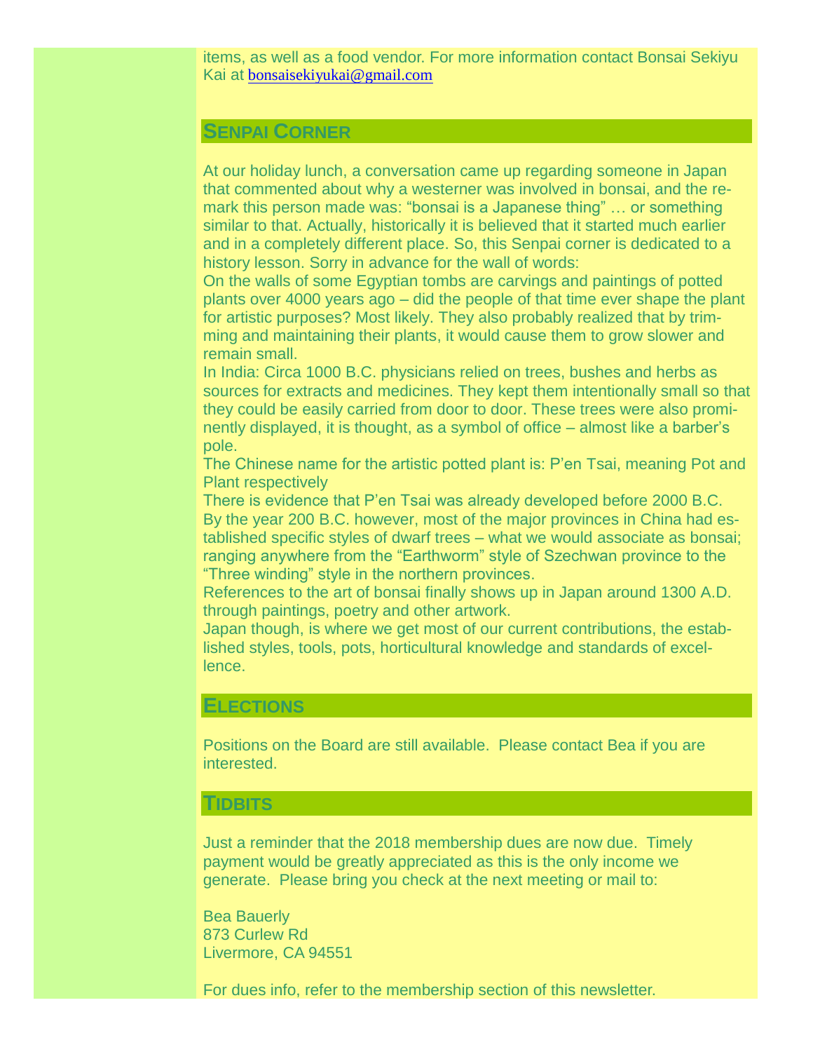items, as well as a food vendor. For more information contact Bonsai Sekiyu Kai at bonsaisekiyukai@gmail.com

## Senpai Corner

At our holiday lunch, a conversation came up regarding someone in Japan that commented about why a westerner was involved in bonsai, and the remark this person made was: "bonsai is a Japanese thing" … or something similar to that. Actually, historically it is believed that it started much earlier and in a completely different place. So, this Senpai corner is dedicated to a history lesson. Sorry in advance for the wall of words:

On the walls of some Egyptian tombs are carvings and paintings of potted plants over 4000 years ago – did the people of that time ever shape the plant for artistic purposes? Most likely. They also probably realized that by trimming and maintaining their plants, it would cause them to grow slower and remain small.

In India: Circa 1000 B.C. physicians relied on trees, bushes and herbs as sources for extracts and medicines. They kept them intentionally small so that they could be easily carried from door to door. These trees were also prominently displayed, it is thought, as a symbol of office – almost like a barber's pole.

The Chinese name for the artistic potted plant is: P'en Tsai, meaning Pot and Plant respectively

There is evidence that P'en Tsai was already developed before 2000 B.C. By the year 200 B.C. however, most of the major provinces in China had established specific styles of dwarf trees – what we would associate as bonsai; ranging anywhere from the "Earthworm" style of Szechwan province to the "Three winding" style in the northern provinces.

References to the art of bonsai finally shows up in Japan around 1300 A.D. through paintings, poetry and other artwork.

Japan though, is where we get most of our current contributions, the established styles, tools, pots, horticultural knowledge and standards of excellence.

## Elections

Positions on the Board are still available. Please contact Bea if you are interested.

## Tidbits

Just a reminder that the 2018 membership dues are now due. Timely payment would be greatly appreciated as this is the only income we generate. Please bring you check at the next meeting or mail to:

Bea Bauerly
873 Curlew Rd
Livermore, CA 94551

For dues info, refer to the membership section of this newsletter.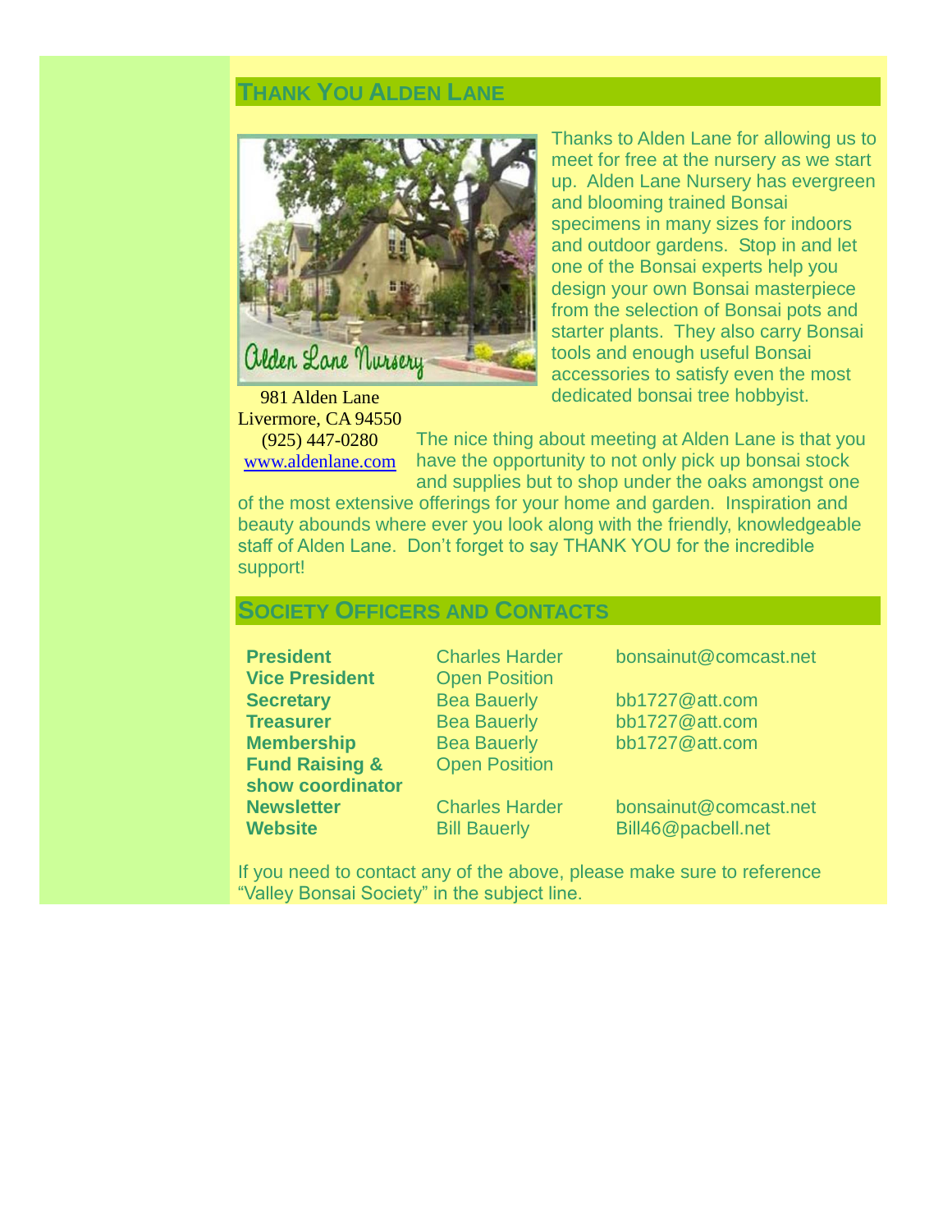## THANK YOU ALDEN LANE

Thanks to Alden Lane for allowing us to meet for free at the nursery as we start up. Alden Lane Nursery has evergreen and blooming trained Bonsai specimens in many sizes for indoors and outdoor gardens. Stop in and let one of the Bonsai experts help you design your own Bonsai masterpiece from the selection of Bonsai pots and starter plants. They also carry Bonsai tools and enough useful Bonsai accessories to satisfy even the most dedicated bonsai tree hobbyist.

981 Alden Lane
Livermore, CA 94550
(925) 447-0280
www.aldenlane.com

The nice thing about meeting at Alden Lane is that you have the opportunity to not only pick up bonsai stock and supplies but to shop under the oaks amongst one of the most extensive offerings for your home and garden. Inspiration and beauty abounds where ever you look along with the friendly, knowledgeable staff of Alden Lane. Don't forget to say THANK YOU for the incredible support!

## SOCIETY OFFICERS AND CONTACTS

| | | |
|---|---|---|
| **President** | Charles Harder | bonsainut@comcast.net |
| **Vice President** | Open Position | |
| **Secretary** | Bea Bauerly | bb1727@att.com |
| **Treasurer** | Bea Bauerly | bb1727@att.com |
| **Membership** | Bea Bauerly | bb1727@att.com |
| **Fund Raising & show coordinator** | Open Position | |
| **Newsletter** | Charles Harder | bonsainut@comcast.net |
| **Website** | Bill Bauerly | Bill46@pacbell.net |

If you need to contact any of the above, please make sure to reference "Valley Bonsai Society" in the subject line.